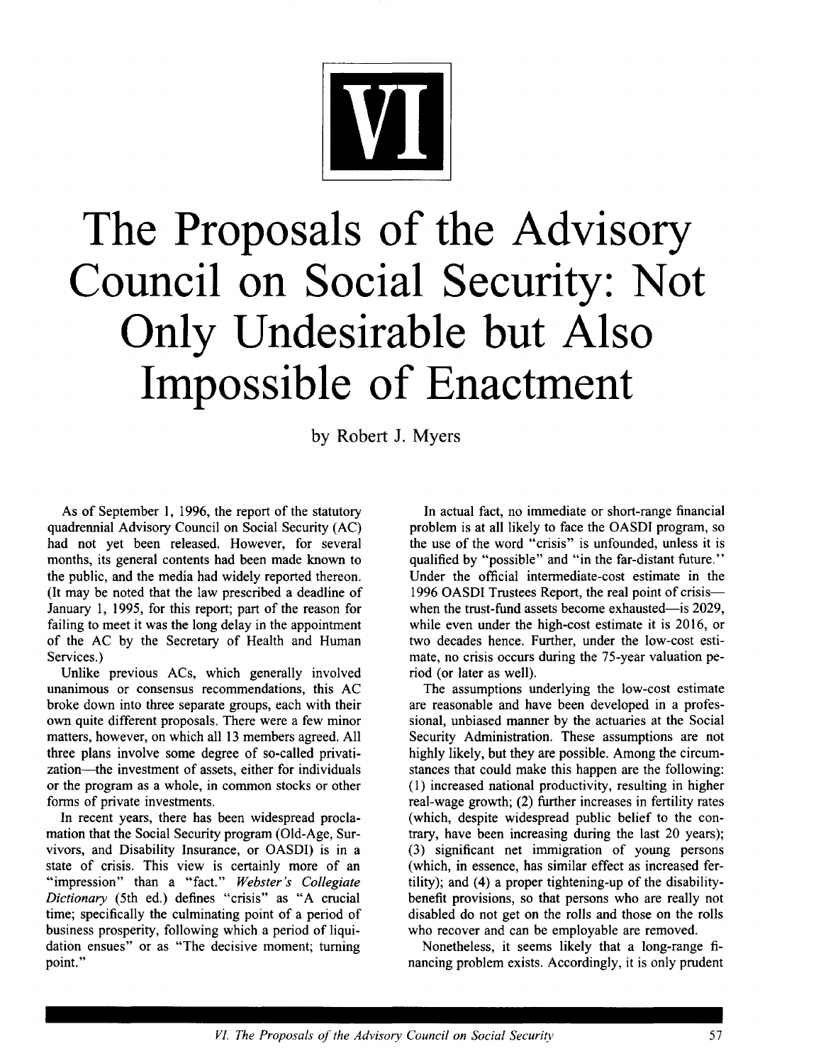# VI

# The Proposals of the Advisory Council on Social Security: Not Only Undesirable but Also Impossible of Enactment

by Robert J. Myers

As of September 1, 1996, the report of the statutory quadrennial Advisory Council on Social Security (AC) had not yet been released. However, for several months, its general contents had been made known to the public, and the media had widely reported thereon. (It may be noted that the law prescribed a deadline of January 1, 1995, for this report; part of the reason for failing to meet it was the long delay in the appointment of the AC by the Secretary of Health and Human Services.)

Unlike previous ACs, which generally involved unanimous or consensus recommendations, this AC broke down into three separate groups, each with their own quite different proposals. There were a few minor matters, however, on which all 13 members agreed. All three plans involve some degree of so-called privatization—the investment of assets, either for individuals or the program as a whole, in common stocks or other forms of private investments.

In recent years, there has been widespread proclamation that the Social Security program (Old-Age, Survivors, and Disability Insurance, or OASDI) is in a state of crisis. This view is certainly more of an "impression" than a "fact." *Webster's Collegiate Dictionary* (5th ed.) defines "crisis" as "A crucial time; specifically the culminating point of a period of business prosperity, following which a period of liquidation ensues" or as "The decisive moment; turning point."

In actual fact, no immediate or short-range financial problem is at all likely to face the OASDI program, so the use of the word "crisis" is unfounded, unless it is qualified by "possible" and "in the far-distant future." Under the official intermediate-cost estimate in the 1996 OASDI Trustees Report, the real point of crisis—when the trust-fund assets become exhausted—is 2029, while even under the high-cost estimate it is 2016, or two decades hence. Further, under the low-cost estimate, no crisis occurs during the 75-year valuation period (or later as well).

The assumptions underlying the low-cost estimate are reasonable and have been developed in a professional, unbiased manner by the actuaries at the Social Security Administration. These assumptions are not highly likely, but they are possible. Among the circumstances that could make this happen are the following: (1) increased national productivity, resulting in higher real-wage growth; (2) further increases in fertility rates (which, despite widespread public belief to the contrary, have been increasing during the last 20 years); (3) significant net immigration of young persons (which, in essence, has similar effect as increased fertility); and (4) a proper tightening-up of the disability-benefit provisions, so that persons who are really not disabled do not get on the rolls and those on the rolls who recover and can be employable are removed.

Nonetheless, it seems likely that a long-range financing problem exists. Accordingly, it is only prudent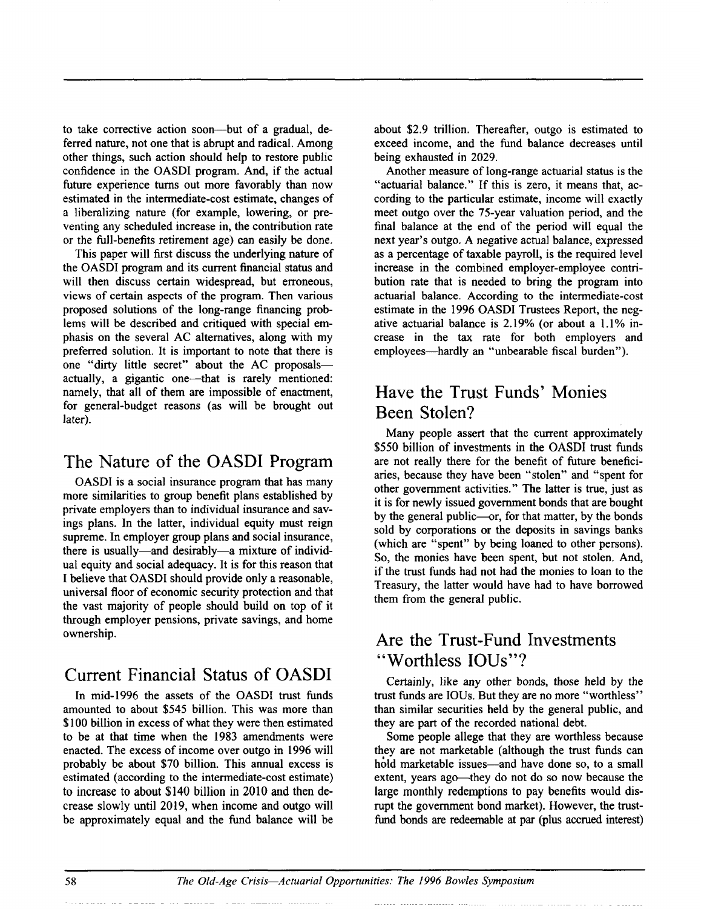to take corrective action soon—but of a gradual, deferred nature, not one that is abrupt and radical. Among other things, such action should help to restore public confidence in the OASDI program. And, if the actual future experience turns out more favorably than now estimated in the intermediate-cost estimate, changes of a liberalizing nature (for example, lowering, or preventing any scheduled increase in, the contribution rate or the full-benefits retirement age) can easily be done.

This paper will first discuss the underlying nature of the OASDI program and its current financial status and will then discuss certain widespread, but erroneous, views of certain aspects of the program. Then various proposed solutions of the long-range financing problems will be described and critiqued with special emphasis on the several AC alternatives, along with my preferred solution. It is important to note that there is one "dirty little secret" about the AC proposals—actually, a gigantic one—that is rarely mentioned: namely, that all of them are impossible of enactment, for general-budget reasons (as will be brought out later).

## The Nature of the OASDI Program

OASDI is a social insurance program that has many more similarities to group benefit plans established by private employers than to individual insurance and savings plans. In the latter, individual equity must reign supreme. In employer group plans and social insurance, there is usually—and desirably—a mixture of individual equity and social adequacy. It is for this reason that I believe that OASDI should provide only a reasonable, universal floor of economic security protection and that the vast majority of people should build on top of it through employer pensions, private savings, and home ownership.

## Current Financial Status of OASDI

In mid-1996 the assets of the OASDI trust funds amounted to about \$545 billion. This was more than \$100 billion in excess of what they were then estimated to be at that time when the 1983 amendments were enacted. The excess of income over outgo in 1996 will probably be about \$70 billion. This annual excess is estimated (according to the intermediate-cost estimate) to increase to about \$140 billion in 2010 and then decrease slowly until 2019, when income and outgo will be approximately equal and the fund balance will be about \$2.9 trillion. Thereafter, outgo is estimated to exceed income, and the fund balance decreases until being exhausted in 2029.

Another measure of long-range actuarial status is the "actuarial balance." If this is zero, it means that, according to the particular estimate, income will exactly meet outgo over the 75-year valuation period, and the final balance at the end of the period will equal the next year's outgo. A negative actual balance, expressed as a percentage of taxable payroll, is the required level increase in the combined employer-employee contribution rate that is needed to bring the program into actuarial balance. According to the intermediate-cost estimate in the 1996 OASDI Trustees Report, the negative actuarial balance is 2.19% (or about a 1.1% increase in the tax rate for both employers and employees—hardly an "unbearable fiscal burden").

## Have the Trust Funds' Monies Been Stolen?

Many people assert that the current approximately \$550 billion of investments in the OASDI trust funds are not really there for the benefit of future beneficiaries, because they have been "stolen" and "spent for other government activities." The latter is true, just as it is for newly issued government bonds that are bought by the general public—or, for that matter, by the bonds sold by corporations or the deposits in savings banks (which are "spent" by being loaned to other persons). So, the monies have been spent, but not stolen. And, if the trust funds had not had the monies to loan to the Treasury, the latter would have had to have borrowed them from the general public.

## Are the Trust-Fund Investments "Worthless IOUs"?

Certainly, like any other bonds, those held by the trust funds are IOUs. But they are no more "worthless" than similar securities held by the general public, and they are part of the recorded national debt.

Some people allege that they are worthless because they are not marketable (although the trust funds can hold marketable issues—and have done so, to a small extent, years ago—they do not do so now because the large monthly redemptions to pay benefits would disrupt the government bond market). However, the trust-fund bonds are redeemable at par (plus accrued interest)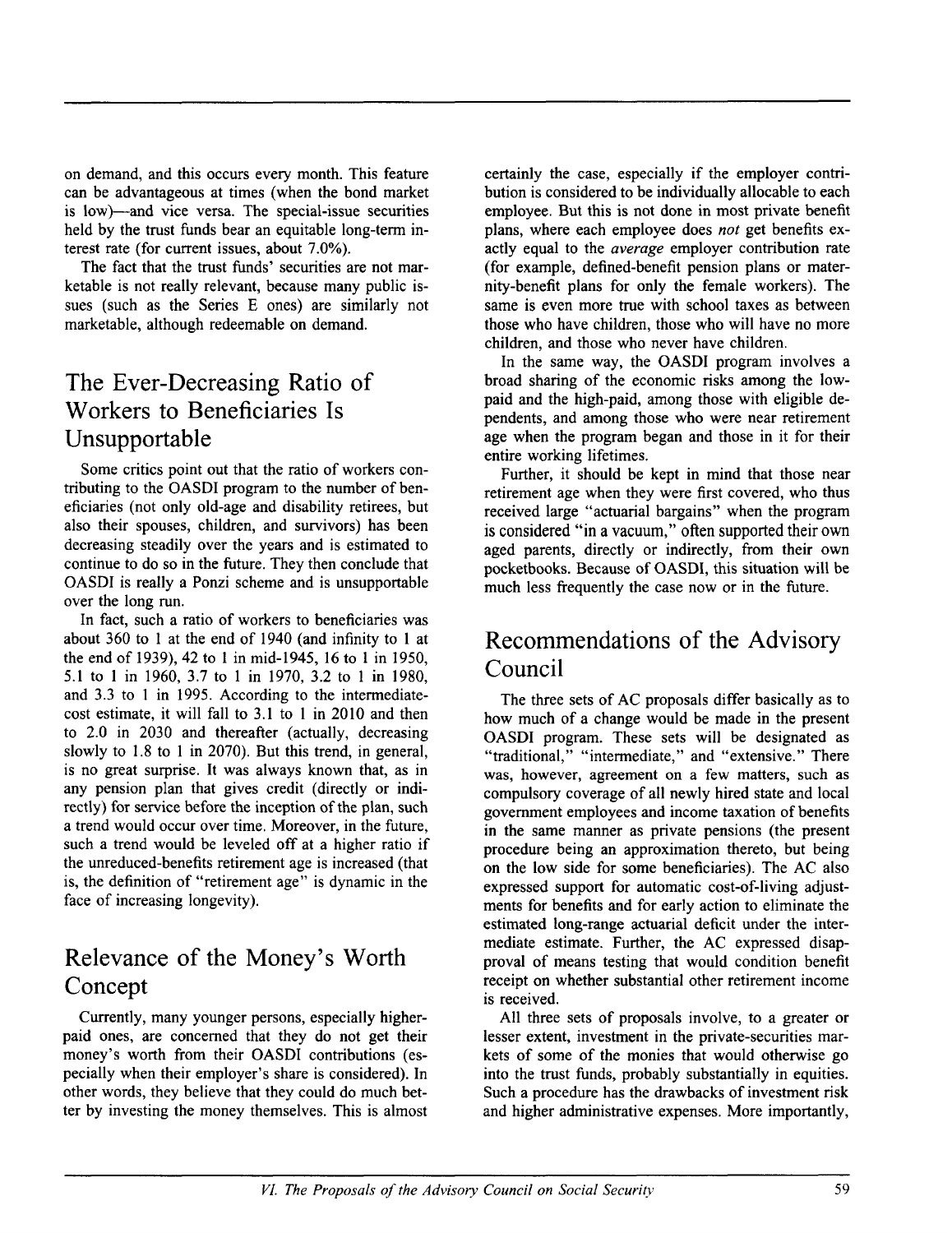on demand, and this occurs every month. This feature can be advantageous at times (when the bond market is low)—and vice versa. The special-issue securities held by the trust funds bear an equitable long-term interest rate (for current issues, about 7.0%).

The fact that the trust funds' securities are not marketable is not really relevant, because many public issues (such as the Series E ones) are similarly not marketable, although redeemable on demand.

## The Ever-Decreasing Ratio of Workers to Beneficiaries Is Unsupportable

Some critics point out that the ratio of workers contributing to the OASDI program to the number of beneficiaries (not only old-age and disability retirees, but also their spouses, children, and survivors) has been decreasing steadily over the years and is estimated to continue to do so in the future. They then conclude that OASDI is really a Ponzi scheme and is unsupportable over the long run.

In fact, such a ratio of workers to beneficiaries was about 360 to 1 at the end of 1940 (and infinity to 1 at the end of 1939), 42 to 1 in mid-1945, 16 to 1 in 1950, 5.1 to 1 in 1960, 3.7 to 1 in 1970, 3.2 to 1 in 1980, and 3.3 to 1 in 1995. According to the intermediate-cost estimate, it will fall to 3.1 to 1 in 2010 and then to 2.0 in 2030 and thereafter (actually, decreasing slowly to 1.8 to 1 in 2070). But this trend, in general, is no great surprise. It was always known that, as in any pension plan that gives credit (directly or indirectly) for service before the inception of the plan, such a trend would occur over time. Moreover, in the future, such a trend would be leveled off at a higher ratio if the unreduced-benefits retirement age is increased (that is, the definition of "retirement age" is dynamic in the face of increasing longevity).

## Relevance of the Money's Worth Concept

Currently, many younger persons, especially higher-paid ones, are concerned that they do not get their money's worth from their OASDI contributions (especially when their employer's share is considered). In other words, they believe that they could do much better by investing the money themselves. This is almost certainly the case, especially if the employer contribution is considered to be individually allocable to each employee. But this is not done in most private benefit plans, where each employee does *not* get benefits exactly equal to the *average* employer contribution rate (for example, defined-benefit pension plans or maternity-benefit plans for only the female workers). The same is even more true with school taxes as between those who have children, those who will have no more children, and those who never have children.

In the same way, the OASDI program involves a broad sharing of the economic risks among the low-paid and the high-paid, among those with eligible dependents, and among those who were near retirement age when the program began and those in it for their entire working lifetimes.

Further, it should be kept in mind that those near retirement age when they were first covered, who thus received large "actuarial bargains" when the program is considered "in a vacuum," often supported their own aged parents, directly or indirectly, from their own pocketbooks. Because of OASDI, this situation will be much less frequently the case now or in the future.

## Recommendations of the Advisory Council

The three sets of AC proposals differ basically as to how much of a change would be made in the present OASDI program. These sets will be designated as "traditional," "intermediate," and "extensive." There was, however, agreement on a few matters, such as compulsory coverage of all newly hired state and local government employees and income taxation of benefits in the same manner as private pensions (the present procedure being an approximation thereto, but being on the low side for some beneficiaries). The AC also expressed support for automatic cost-of-living adjustments for benefits and for early action to eliminate the estimated long-range actuarial deficit under the intermediate estimate. Further, the AC expressed disapproval of means testing that would condition benefit receipt on whether substantial other retirement income is received.

All three sets of proposals involve, to a greater or lesser extent, investment in the private-securities markets of some of the monies that would otherwise go into the trust funds, probably substantially in equities. Such a procedure has the drawbacks of investment risk and higher administrative expenses. More importantly,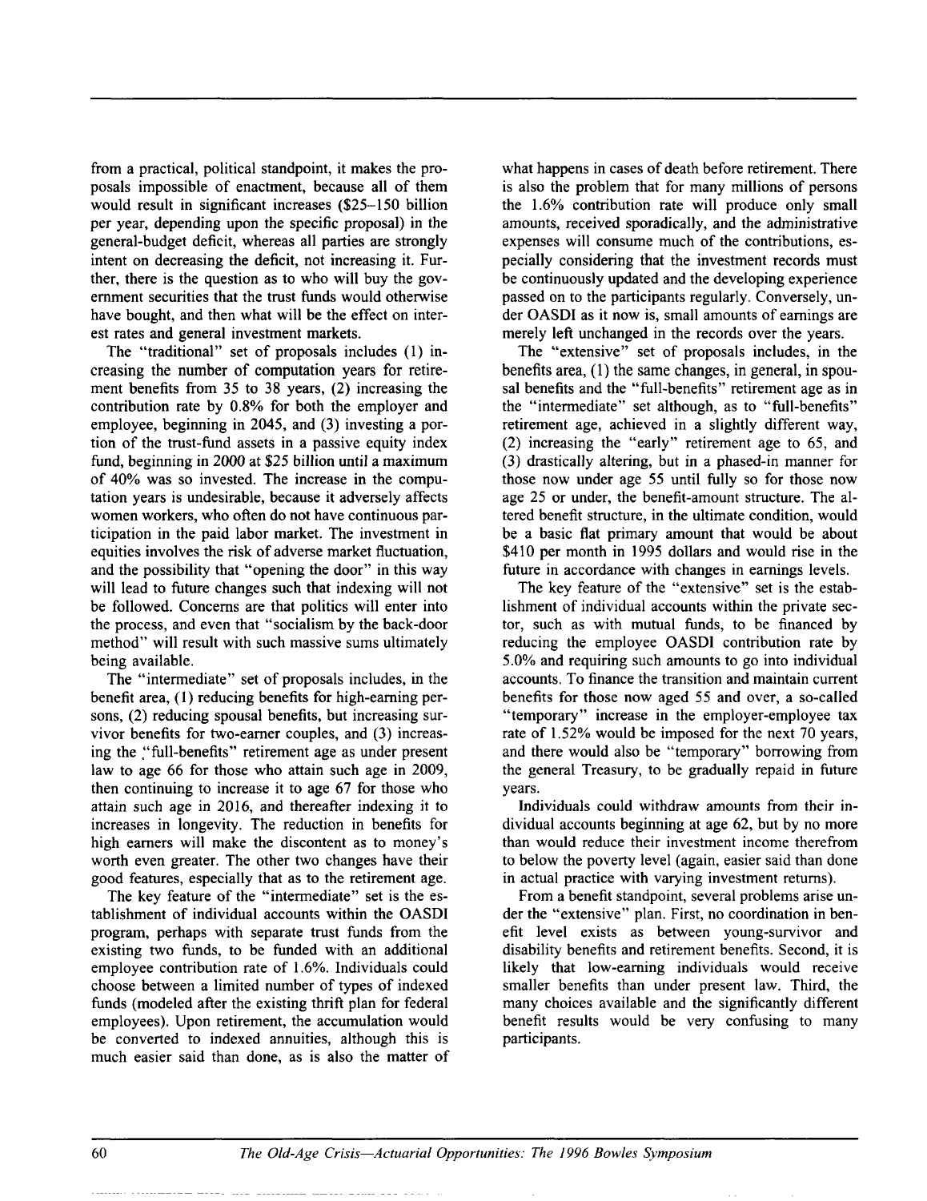from a practical, political standpoint, it makes the proposals impossible of enactment, because all of them would result in significant increases ($25–150 billion per year, depending upon the specific proposal) in the general-budget deficit, whereas all parties are strongly intent on decreasing the deficit, not increasing it. Further, there is the question as to who will buy the government securities that the trust funds would otherwise have bought, and then what will be the effect on interest rates and general investment markets.

The "traditional" set of proposals includes (1) increasing the number of computation years for retirement benefits from 35 to 38 years, (2) increasing the contribution rate by 0.8% for both the employer and employee, beginning in 2045, and (3) investing a portion of the trust-fund assets in a passive equity index fund, beginning in 2000 at $25 billion until a maximum of 40% was so invested. The increase in the computation years is undesirable, because it adversely affects women workers, who often do not have continuous participation in the paid labor market. The investment in equities involves the risk of adverse market fluctuation, and the possibility that "opening the door" in this way will lead to future changes such that indexing will not be followed. Concerns are that politics will enter into the process, and even that "socialism by the back-door method" will result with such massive sums ultimately being available.

The "intermediate" set of proposals includes, in the benefit area, (1) reducing benefits for high-earning persons, (2) reducing spousal benefits, but increasing survivor benefits for two-earner couples, and (3) increasing the "full-benefits" retirement age as under present law to age 66 for those who attain such age in 2009, then continuing to increase it to age 67 for those who attain such age in 2016, and thereafter indexing it to increases in longevity. The reduction in benefits for high earners will make the discontent as to money's worth even greater. The other two changes have their good features, especially that as to the retirement age.

The key feature of the "intermediate" set is the establishment of individual accounts within the OASDI program, perhaps with separate trust funds from the existing two funds, to be funded with an additional employee contribution rate of 1.6%. Individuals could choose between a limited number of types of indexed funds (modeled after the existing thrift plan for federal employees). Upon retirement, the accumulation would be converted to indexed annuities, although this is much easier said than done, as is also the matter of what happens in cases of death before retirement. There is also the problem that for many millions of persons the 1.6% contribution rate will produce only small amounts, received sporadically, and the administrative expenses will consume much of the contributions, especially considering that the investment records must be continuously updated and the developing experience passed on to the participants regularly. Conversely, under OASDI as it now is, small amounts of earnings are merely left unchanged in the records over the years.

The "extensive" set of proposals includes, in the benefits area, (1) the same changes, in general, in spousal benefits and the "full-benefits" retirement age as in the "intermediate" set although, as to "full-benefits" retirement age, achieved in a slightly different way, (2) increasing the "early" retirement age to 65, and (3) drastically altering, but in a phased-in manner for those now under age 55 until fully so for those now age 25 or under, the benefit-amount structure. The altered benefit structure, in the ultimate condition, would be a basic flat primary amount that would be about $410 per month in 1995 dollars and would rise in the future in accordance with changes in earnings levels.

The key feature of the "extensive" set is the establishment of individual accounts within the private sector, such as with mutual funds, to be financed by reducing the employee OASDI contribution rate by 5.0% and requiring such amounts to go into individual accounts. To finance the transition and maintain current benefits for those now aged 55 and over, a so-called "temporary" increase in the employer-employee tax rate of 1.52% would be imposed for the next 70 years, and there would also be "temporary" borrowing from the general Treasury, to be gradually repaid in future years.

Individuals could withdraw amounts from their individual accounts beginning at age 62, but by no more than would reduce their investment income therefrom to below the poverty level (again, easier said than done in actual practice with varying investment returns).

From a benefit standpoint, several problems arise under the "extensive" plan. First, no coordination in benefit level exists as between young-survivor and disability benefits and retirement benefits. Second, it is likely that low-earning individuals would receive smaller benefits than under present law. Third, the many choices available and the significantly different benefit results would be very confusing to many participants.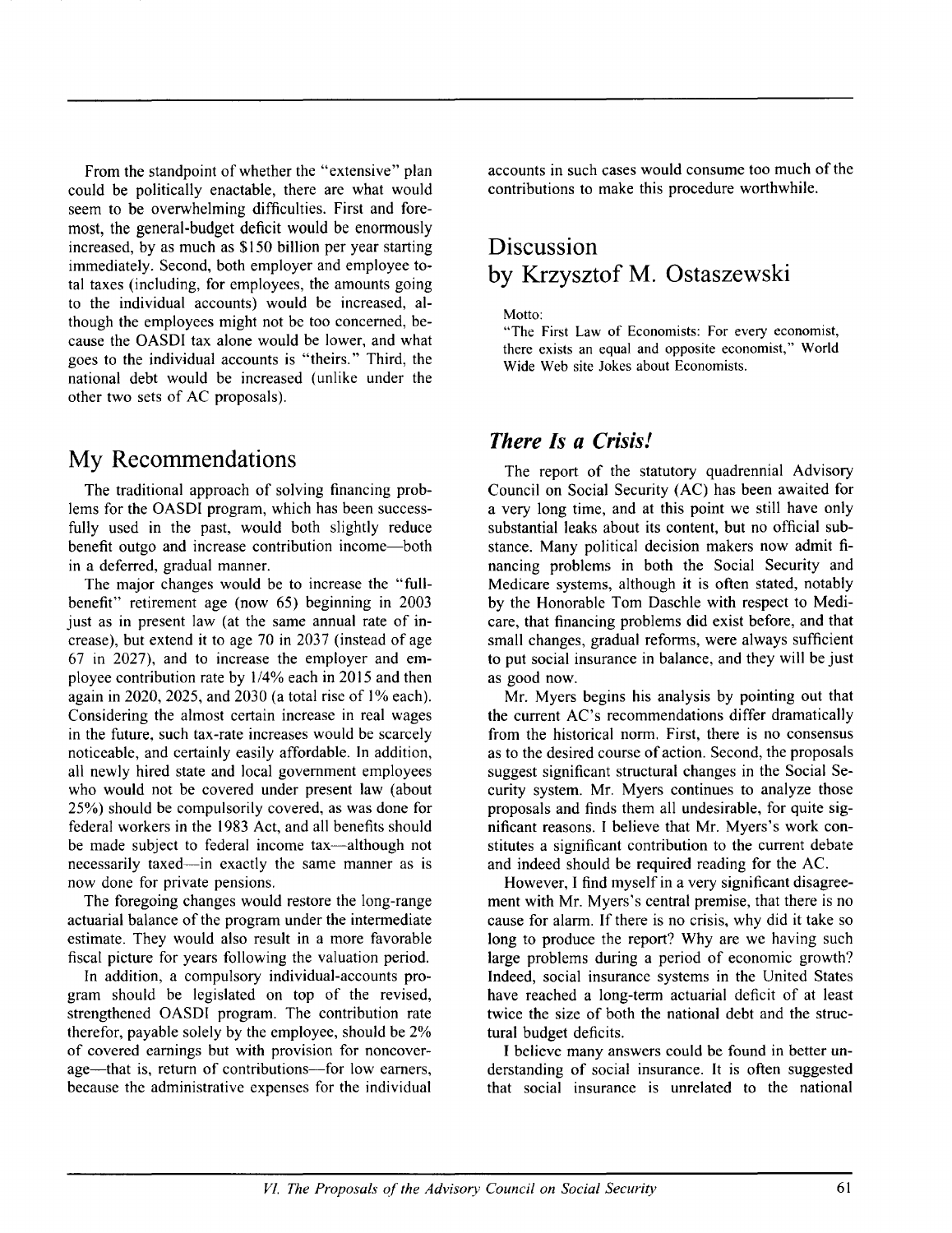From the standpoint of whether the "extensive" plan could be politically enactable, there are what would seem to be overwhelming difficulties. First and foremost, the general-budget deficit would be enormously increased, by as much as $150 billion per year starting immediately. Second, both employer and employee total taxes (including, for employees, the amounts going to the individual accounts) would be increased, although the employees might not be too concerned, because the OASDI tax alone would be lower, and what goes to the individual accounts is "theirs." Third, the national debt would be increased (unlike under the other two sets of AC proposals).

## My Recommendations

The traditional approach of solving financing problems for the OASDI program, which has been successfully used in the past, would both slightly reduce benefit outgo and increase contribution income—both in a deferred, gradual manner.

The major changes would be to increase the "full-benefit" retirement age (now 65) beginning in 2003 just as in present law (at the same annual rate of increase), but extend it to age 70 in 2037 (instead of age 67 in 2027), and to increase the employer and employee contribution rate by 1/4% each in 2015 and then again in 2020, 2025, and 2030 (a total rise of 1% each). Considering the almost certain increase in real wages in the future, such tax-rate increases would be scarcely noticeable, and certainly easily affordable. In addition, all newly hired state and local government employees who would not be covered under present law (about 25%) should be compulsorily covered, as was done for federal workers in the 1983 Act, and all benefits should be made subject to federal income tax—although not necessarily taxed—in exactly the same manner as is now done for private pensions.

The foregoing changes would restore the long-range actuarial balance of the program under the intermediate estimate. They would also result in a more favorable fiscal picture for years following the valuation period.

In addition, a compulsory individual-accounts program should be legislated on top of the revised, strengthened OASDI program. The contribution rate therefor, payable solely by the employee, should be 2% of covered earnings but with provision for noncoverage—that is, return of contributions—for low earners, because the administrative expenses for the individual accounts in such cases would consume too much of the contributions to make this procedure worthwhile.

# Discussion by Krzysztof M. Ostaszewski

Motto:
"The First Law of Economists: For every economist, there exists an equal and opposite economist," World Wide Web site Jokes about Economists.

### *There Is a Crisis!*

The report of the statutory quadrennial Advisory Council on Social Security (AC) has been awaited for a very long time, and at this point we still have only substantial leaks about its content, but no official substance. Many political decision makers now admit financing problems in both the Social Security and Medicare systems, although it is often stated, notably by the Honorable Tom Daschle with respect to Medicare, that financing problems did exist before, and that small changes, gradual reforms, were always sufficient to put social insurance in balance, and they will be just as good now.

Mr. Myers begins his analysis by pointing out that the current AC's recommendations differ dramatically from the historical norm. First, there is no consensus as to the desired course of action. Second, the proposals suggest significant structural changes in the Social Security system. Mr. Myers continues to analyze those proposals and finds them all undesirable, for quite significant reasons. I believe that Mr. Myers's work constitutes a significant contribution to the current debate and indeed should be required reading for the AC.

However, I find myself in a very significant disagreement with Mr. Myers's central premise, that there is no cause for alarm. If there is no crisis, why did it take so long to produce the report? Why are we having such large problems during a period of economic growth? Indeed, social insurance systems in the United States have reached a long-term actuarial deficit of at least twice the size of both the national debt and the structural budget deficits.

I believe many answers could be found in better understanding of social insurance. It is often suggested that social insurance is unrelated to the national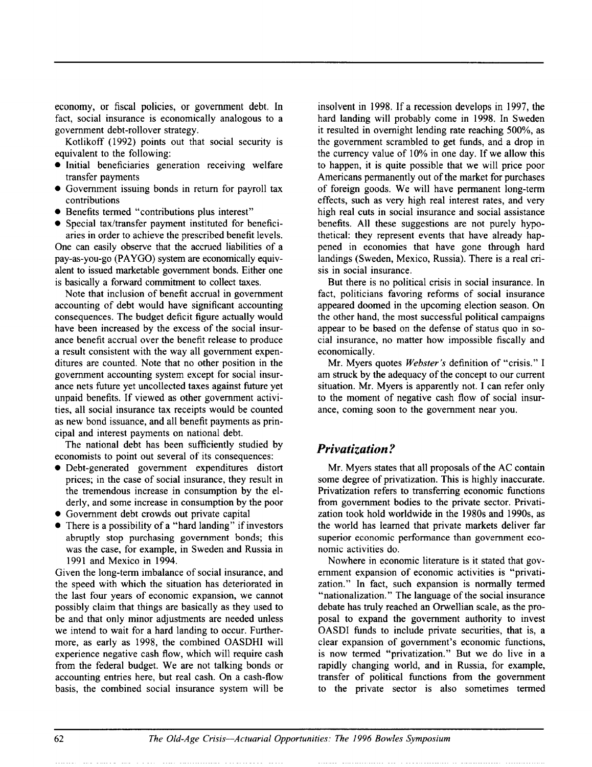economy, or fiscal policies, or government debt. In fact, social insurance is economically analogous to a government debt-rollover strategy.

Kotlikoff (1992) points out that social security is equivalent to the following:

- Initial beneficiaries generation receiving welfare transfer payments
- Government issuing bonds in return for payroll tax contributions
- Benefits termed "contributions plus interest"
- Special tax/transfer payment instituted for beneficiaries in order to achieve the prescribed benefit levels.

One can easily observe that the accrued liabilities of a pay-as-you-go (PAYGO) system are economically equivalent to issued marketable government bonds. Either one is basically a forward commitment to collect taxes.

Note that inclusion of benefit accrual in government accounting of debt would have significant accounting consequences. The budget deficit figure actually would have been increased by the excess of the social insurance benefit accrual over the benefit release to produce a result consistent with the way all government expenditures are counted. Note that no other position in the government accounting system except for social insurance nets future yet uncollected taxes against future yet unpaid benefits. If viewed as other government activities, all social insurance tax receipts would be counted as new bond issuance, and all benefit payments as principal and interest payments on national debt.

The national debt has been sufficiently studied by economists to point out several of its consequences:

- Debt-generated government expenditures distort prices; in the case of social insurance, they result in the tremendous increase in consumption by the elderly, and some increase in consumption by the poor
- Government debt crowds out private capital
- There is a possibility of a "hard landing" if investors abruptly stop purchasing government bonds; this was the case, for example, in Sweden and Russia in 1991 and Mexico in 1994.

Given the long-term imbalance of social insurance, and the speed with which the situation has deteriorated in the last four years of economic expansion, we cannot possibly claim that things are basically as they used to be and that only minor adjustments are needed unless we intend to wait for a hard landing to occur. Furthermore, as early as 1998, the combined OASDHI will experience negative cash flow, which will require cash from the federal budget. We are not talking bonds or accounting entries here, but real cash. On a cash-flow basis, the combined social insurance system will be insolvent in 1998. If a recession develops in 1997, the hard landing will probably come in 1998. In Sweden it resulted in overnight lending rate reaching 500%, as the government scrambled to get funds, and a drop in the currency value of 10% in one day. If we allow this to happen, it is quite possible that we will price poor Americans permanently out of the market for purchases of foreign goods. We will have permanent long-term effects, such as very high real interest rates, and very high real cuts in social insurance and social assistance benefits. All these suggestions are not purely hypothetical: they represent events that have already happened in economies that have gone through hard landings (Sweden, Mexico, Russia). There is a real crisis in social insurance.

But there is no political crisis in social insurance. In fact, politicians favoring reforms of social insurance appeared doomed in the upcoming election season. On the other hand, the most successful political campaigns appear to be based on the defense of status quo in social insurance, no matter how impossible fiscally and economically.

Mr. Myers quotes *Webster's* definition of "crisis." I am struck by the adequacy of the concept to our current situation. Mr. Myers is apparently not. I can refer only to the moment of negative cash flow of social insurance, coming soon to the government near you.

## *Privatization?*

Mr. Myers states that all proposals of the AC contain some degree of privatization. This is highly inaccurate. Privatization refers to transferring economic functions from government bodies to the private sector. Privatization took hold worldwide in the 1980s and 1990s, as the world has learned that private markets deliver far superior economic performance than government economic activities do.

Nowhere in economic literature is it stated that government expansion of economic activities is "privatization." In fact, such expansion is normally termed "nationalization." The language of the social insurance debate has truly reached an Orwellian scale, as the proposal to expand the government authority to invest OASDI funds to include private securities, that is, a clear expansion of government's economic functions, is now termed "privatization." But we do live in a rapidly changing world, and in Russia, for example, transfer of political functions from the government to the private sector is also sometimes termed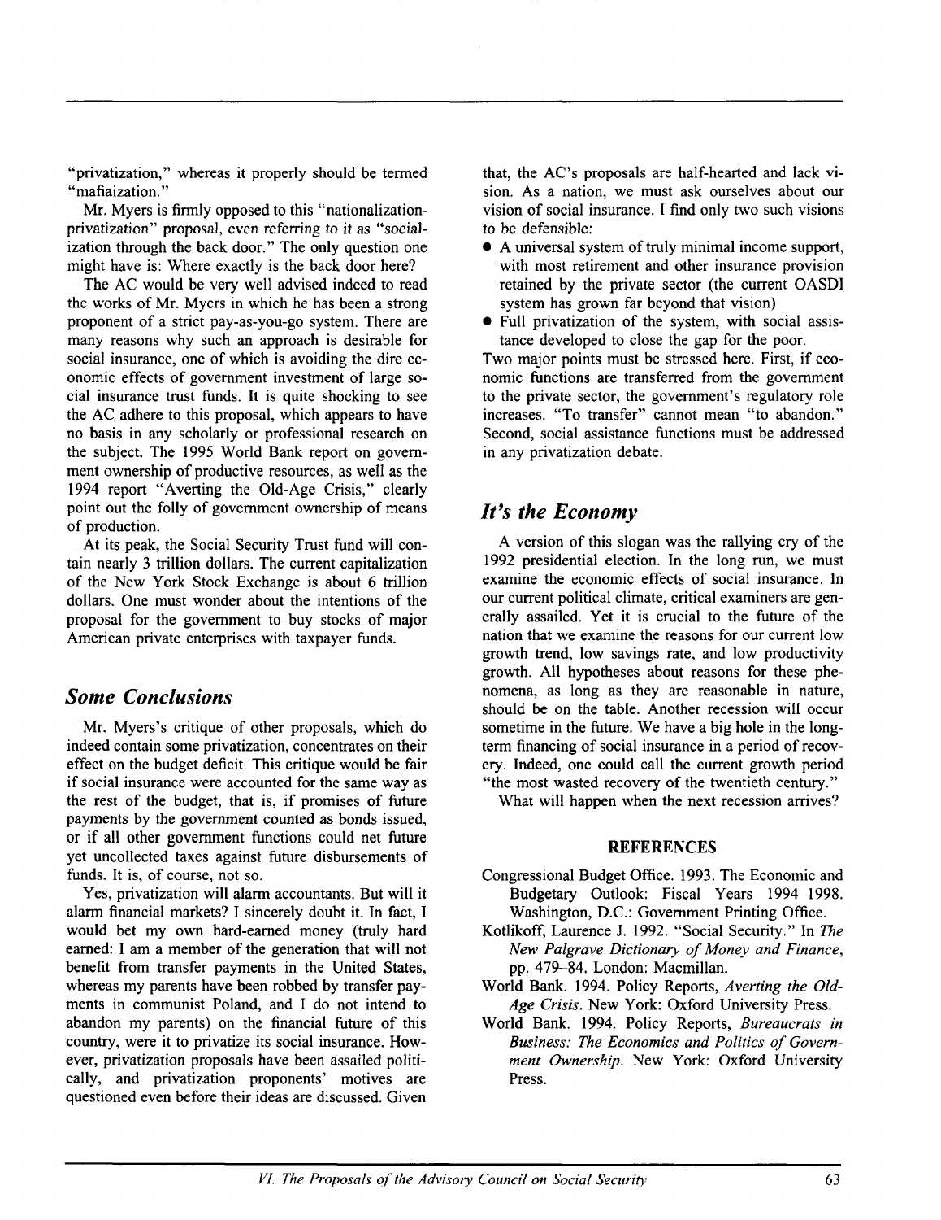"privatization," whereas it properly should be termed "mafiaization."

Mr. Myers is firmly opposed to this "nationalization-privatization" proposal, even referring to it as "socialization through the back door." The only question one might have is: Where exactly is the back door here?

The AC would be very well advised indeed to read the works of Mr. Myers in which he has been a strong proponent of a strict pay-as-you-go system. There are many reasons why such an approach is desirable for social insurance, one of which is avoiding the dire economic effects of government investment of large social insurance trust funds. It is quite shocking to see the AC adhere to this proposal, which appears to have no basis in any scholarly or professional research on the subject. The 1995 World Bank report on government ownership of productive resources, as well as the 1994 report "Averting the Old-Age Crisis," clearly point out the folly of government ownership of means of production.

At its peak, the Social Security Trust fund will contain nearly 3 trillion dollars. The current capitalization of the New York Stock Exchange is about 6 trillion dollars. One must wonder about the intentions of the proposal for the government to buy stocks of major American private enterprises with taxpayer funds.

## *Some Conclusions*

Mr. Myers's critique of other proposals, which do indeed contain some privatization, concentrates on their effect on the budget deficit. This critique would be fair if social insurance were accounted for the same way as the rest of the budget, that is, if promises of future payments by the government counted as bonds issued, or if all other government functions could net future yet uncollected taxes against future disbursements of funds. It is, of course, not so.

Yes, privatization will alarm accountants. But will it alarm financial markets? I sincerely doubt it. In fact, I would bet my own hard-earned money (truly hard earned: I am a member of the generation that will not benefit from transfer payments in the United States, whereas my parents have been robbed by transfer payments in communist Poland, and I do not intend to abandon my parents) on the financial future of this country, were it to privatize its social insurance. However, privatization proposals have been assailed politically, and privatization proponents' motives are questioned even before their ideas are discussed. Given that, the AC's proposals are half-hearted and lack vision. As a nation, we must ask ourselves about our vision of social insurance. I find only two such visions to be defensible:

- A universal system of truly minimal income support, with most retirement and other insurance provision retained by the private sector (the current OASDI system has grown far beyond that vision)
- Full privatization of the system, with social assistance developed to close the gap for the poor.

Two major points must be stressed here. First, if economic functions are transferred from the government to the private sector, the government's regulatory role increases. "To transfer" cannot mean "to abandon." Second, social assistance functions must be addressed in any privatization debate.

## *It's the Economy*

A version of this slogan was the rallying cry of the 1992 presidential election. In the long run, we must examine the economic effects of social insurance. In our current political climate, critical examiners are generally assailed. Yet it is crucial to the future of the nation that we examine the reasons for our current low growth trend, low savings rate, and low productivity growth. All hypotheses about reasons for these phenomena, as long as they are reasonable in nature, should be on the table. Another recession will occur sometime in the future. We have a big hole in the long-term financing of social insurance in a period of recovery. Indeed, one could call the current growth period "the most wasted recovery of the twentieth century."

What will happen when the next recession arrives?

### REFERENCES

Congressional Budget Office. 1993. The Economic and Budgetary Outlook: Fiscal Years 1994–1998. Washington, D.C.: Government Printing Office.

Kotlikoff, Laurence J. 1992. "Social Security." In *The New Palgrave Dictionary of Money and Finance*, pp. 479–84. London: Macmillan.

World Bank. 1994. Policy Reports, *Averting the Old-Age Crisis*. New York: Oxford University Press.

World Bank. 1994. Policy Reports, *Bureaucrats in Business: The Economics and Politics of Government Ownership*. New York: Oxford University Press.